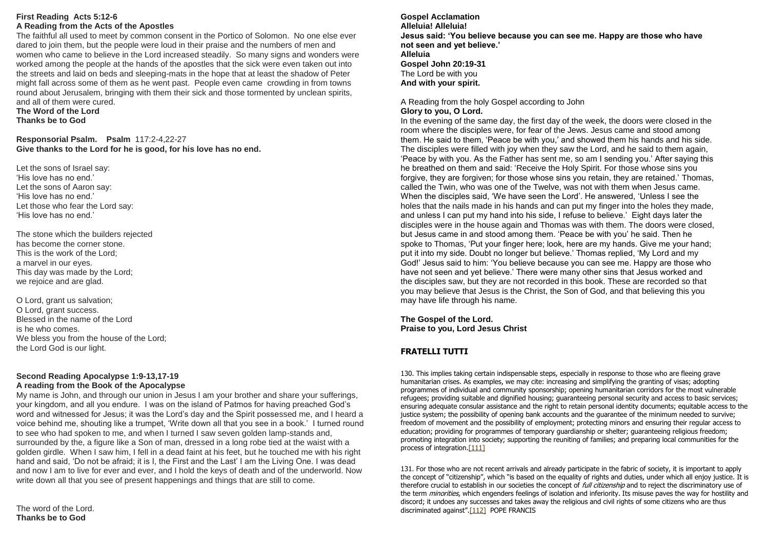**First Reading Acts 5:12-6**
**A Reading from the Acts of the Apostles**

The faithful all used to meet by common consent in the Portico of Solomon. No one else ever dared to join them, but the people were loud in their praise and the numbers of men and women who came to believe in the Lord increased steadily. So many signs and wonders were worked among the people at the hands of the apostles that the sick were even taken out into the streets and laid on beds and sleeping-mats in the hope that at least the shadow of Peter might fall across some of them as he went past. People even came crowding in from towns round about Jerusalem, bringing with them their sick and those tormented by unclean spirits, and all of them were cured.

**The Word of the Lord**
**Thanks be to God**

**Responsorial Psalm. Psalm** 117:2-4,22-27
**Give thanks to the Lord for he is good, for his love has no end.**

Let the sons of Israel say:
'His love has no end.'
Let the sons of Aaron say:
'His love has no end.'
Let those who fear the Lord say:
'His love has no end.'

The stone which the builders rejected
has become the corner stone.
This is the work of the Lord;
a marvel in our eyes.
This day was made by the Lord;
we rejoice and are glad.

O Lord, grant us salvation;
O Lord, grant success.
Blessed in the name of the Lord
is he who comes.
We bless you from the house of the Lord;
the Lord God is our light.

**Second Reading Apocalypse 1:9-13,17-19**
**A reading from the Book of the Apocalypse**

My name is John, and through our union in Jesus I am your brother and share your sufferings, your kingdom, and all you endure. I was on the island of Patmos for having preached God's word and witnessed for Jesus; it was the Lord's day and the Spirit possessed me, and I heard a voice behind me, shouting like a trumpet, 'Write down all that you see in a book.' I turned round to see who had spoken to me, and when I turned I saw seven golden lamp-stands and, surrounded by the, a figure like a Son of man, dressed in a long robe tied at the waist with a golden girdle. When I saw him, I fell in a dead faint at his feet, but he touched me with his right hand and said, 'Do not be afraid; it is I, the First and the Last' I am the Living One. I was dead and now I am to live for ever and ever, and I hold the keys of death and of the underworld. Now write down all that you see of present happenings and things that are still to come.

The word of the Lord.
**Thanks be to God**

**Gospel Acclamation**
**Alleluia! Alleluia!**
**Jesus said: 'You believe because you can see me. Happy are those who have not seen and yet believe.'**
**Alleluia**
**Gospel John 20:19-31**
The Lord be with you
**And with your spirit.**

A Reading from the holy Gospel according to John
**Glory to you, O Lord.**

In the evening of the same day, the first day of the week, the doors were closed in the room where the disciples were, for fear of the Jews. Jesus came and stood among them. He said to them, 'Peace be with you,' and showed them his hands and his side. The disciples were filled with joy when they saw the Lord, and he said to them again, 'Peace by with you. As the Father has sent me, so am I sending you.' After saying this he breathed on them and said: 'Receive the Holy Spirit. For those whose sins you forgive, they are forgiven; for those whose sins you retain, they are retained.' Thomas, called the Twin, who was one of the Twelve, was not with them when Jesus came. When the disciples said, 'We have seen the Lord'. He answered, 'Unless I see the holes that the nails made in his hands and can put my finger into the holes they made, and unless I can put my hand into his side, I refuse to believe.' Eight days later the disciples were in the house again and Thomas was with them. The doors were closed, but Jesus came in and stood among them. 'Peace be with you' he said. Then he spoke to Thomas, 'Put your finger here; look, here are my hands. Give me your hand; put it into my side. Doubt no longer but believe.' Thomas replied, 'My Lord and my God!' Jesus said to him: 'You believe because you can see me. Happy are those who have not seen and yet believe.' There were many other sins that Jesus worked and the disciples saw, but they are not recorded in this book. These are recorded so that you may believe that Jesus is the Christ, the Son of God, and that believing this you may have life through his name.

**The Gospel of the Lord.**
**Praise to you, Lord Jesus Christ**

## FRATELLI TUTTI

130. This implies taking certain indispensable steps, especially in response to those who are fleeing grave humanitarian crises. As examples, we may cite: increasing and simplifying the granting of visas; adopting programmes of individual and community sponsorship; opening humanitarian corridors for the most vulnerable refugees; providing suitable and dignified housing; guaranteeing personal security and access to basic services; ensuring adequate consular assistance and the right to retain personal identity documents; equitable access to the justice system; the possibility of opening bank accounts and the guarantee of the minimum needed to survive; freedom of movement and the possibility of employment; protecting minors and ensuring their regular access to education; providing for programmes of temporary guardianship or shelter; guaranteeing religious freedom; promoting integration into society; supporting the reuniting of families; and preparing local communities for the process of integration.[111]

131. For those who are not recent arrivals and already participate in the fabric of society, it is important to apply the concept of "citizenship", which "is based on the equality of rights and duties, under which all enjoy justice. It is therefore crucial to establish in our societies the concept of *full citizenship* and to reject the discriminatory use of the term *minorities*, which engenders feelings of isolation and inferiority. Its misuse paves the way for hostility and discord; it undoes any successes and takes away the religious and civil rights of some citizens who are thus discriminated against".[112] POPE FRANCIS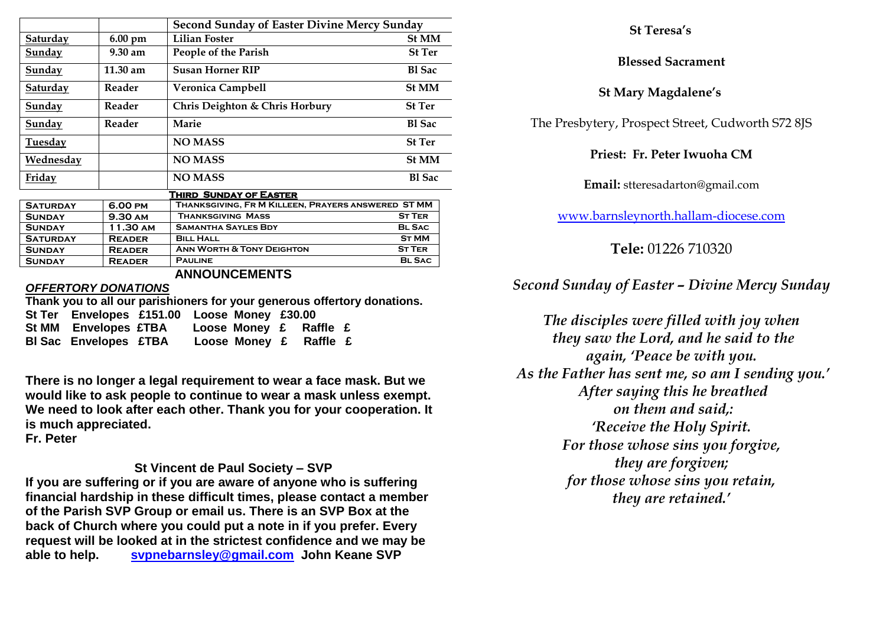| | | Second Sunday of Easter Divine Mercy Sunday | |
|---|---|---|---|
| Saturday | 6.00 pm | Lilian Foster | St MM |
| Sunday | 9.30 am | People of the Parish | St Ter |
| Sunday | 11.30 am | Susan Horner RIP | Bl Sac |
| Saturday | Reader | Veronica Campbell | St MM |
| Sunday | Reader | Chris Deighton & Chris Horbury | St Ter |
| Sunday | Reader | Marie | Bl Sac |
| Tuesday | | NO MASS | St Ter |
| Wednesday | | NO MASS | St MM |
| Friday | | NO MASS | Bl Sac |

**THIRD SUNDAY OF EASTER**

| | | | |
|---|---|---|---|
| SATURDAY | 6.00 PM | THANKSGIVING, FR M KILLEEN, PRAYERS ANSWERED | ST MM |
| SUNDAY | 9.30 AM | THANKSGIVING MASS | ST TER |
| SUNDAY | 11.30 AM | SAMANTHA SAYLES BDY | BL SAC |
| SATURDAY | READER | BILL HALL | ST MM |
| SUNDAY | READER | ANN WORTH & TONY DEIGHTON | ST TER |
| SUNDAY | READER | PAULINE | BL SAC |

## ANNOUNCEMENTS

***OFFERTORY DONATIONS***

**Thank you to all our parishioners for your generous offertory donations.**

**St Ter Envelopes £151.00 Loose Money £30.00**
**St MM Envelopes £TBA Loose Money £ Raffle £**
**Bl Sac Envelopes £TBA Loose Money £ Raffle £**

**There is no longer a legal requirement to wear a face mask. But we would like to ask people to continue to wear a mask unless exempt. We need to look after each other. Thank you for your cooperation. It is much appreciated.**
**Fr. Peter**

**St Vincent de Paul Society – SVP**

**If you are suffering or if you are aware of anyone who is suffering financial hardship in these difficult times, please contact a member of the Parish SVP Group or email us. There is an SVP Box at the back of Church where you could put a note in if you prefer. Every request will be looked at in the strictest confidence and we may be able to help. svpnebarnsley@gmail.com John Keane SVP**

**St Teresa's**

**Blessed Sacrament**

**St Mary Magdalene's**

The Presbytery, Prospect Street, Cudworth S72 8JS

**Priest: Fr. Peter Iwuoha CM**

**Email:** stteresadarton@gmail.com

www.barnsleynorth.hallam-diocese.com

**Tele:** 01226 710320

*Second Sunday of Easter – Divine Mercy Sunday*

*The disciples were filled with joy when they saw the Lord, and he said to the again, 'Peace be with you. As the Father has sent me, so am I sending you.' After saying this he breathed on them and said,: 'Receive the Holy Spirit. For those whose sins you forgive, they are forgiven; for those whose sins you retain, they are retained.'*